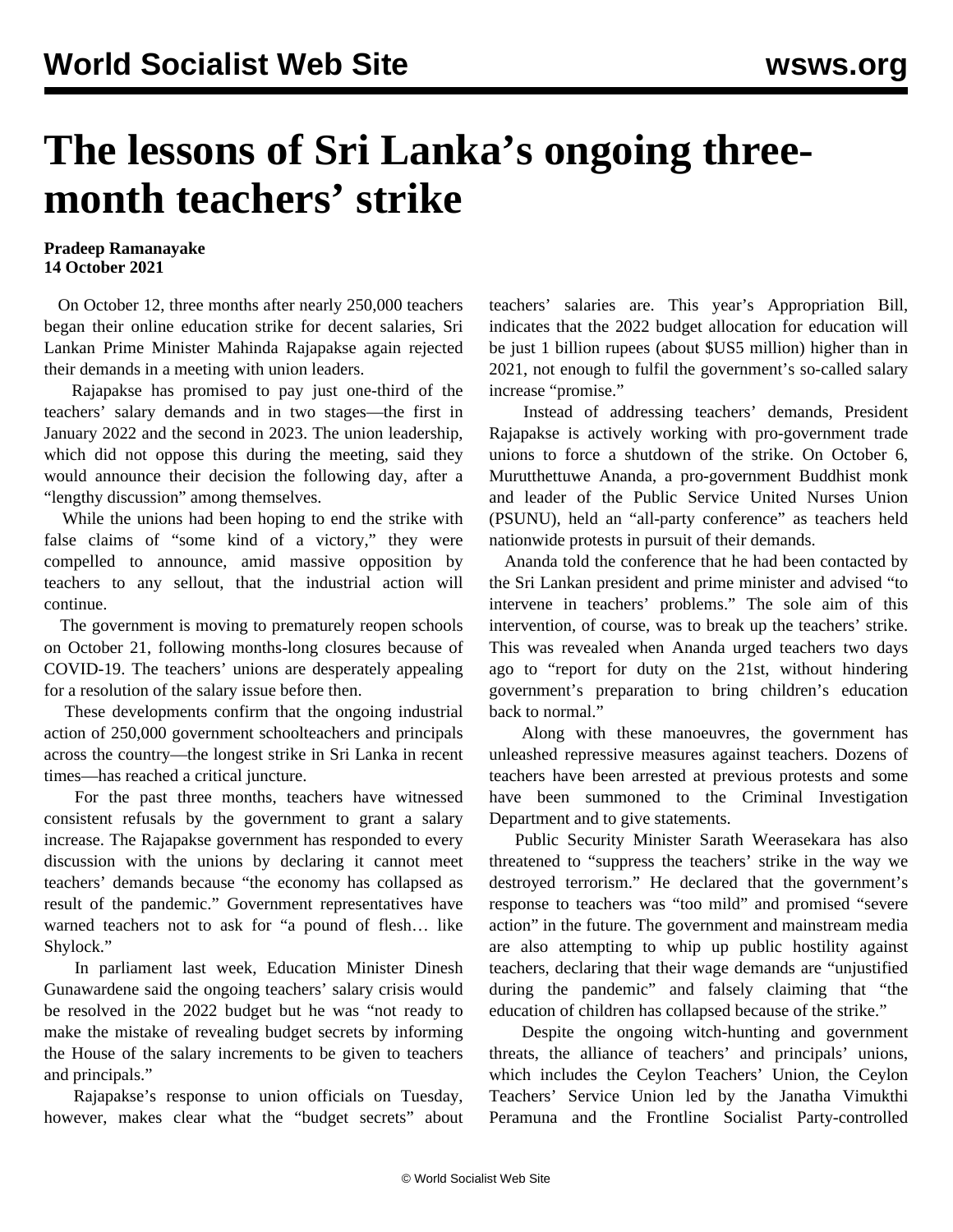# The lessons of Sri Lanka's ongoing three-month teachers' strike

**Pradeep Ramanayake**
**14 October 2021**

On October 12, three months after nearly 250,000 teachers began their online education strike for decent salaries, Sri Lankan Prime Minister Mahinda Rajapakse again rejected their demands in a meeting with union leaders.

Rajapakse has promised to pay just one-third of the teachers' salary demands and in two stages—the first in January 2022 and the second in 2023. The union leadership, which did not oppose this during the meeting, said they would announce their decision the following day, after a "lengthy discussion" among themselves.

While the unions had been hoping to end the strike with false claims of "some kind of a victory," they were compelled to announce, amid massive opposition by teachers to any sellout, that the industrial action will continue.

The government is moving to prematurely reopen schools on October 21, following months-long closures because of COVID-19. The teachers' unions are desperately appealing for a resolution of the salary issue before then.

These developments confirm that the ongoing industrial action of 250,000 government schoolteachers and principals across the country—the longest strike in Sri Lanka in recent times—has reached a critical juncture.

For the past three months, teachers have witnessed consistent refusals by the government to grant a salary increase. The Rajapakse government has responded to every discussion with the unions by declaring it cannot meet teachers' demands because "the economy has collapsed as result of the pandemic." Government representatives have warned teachers not to ask for "a pound of flesh… like Shylock."

In parliament last week, Education Minister Dinesh Gunawardene said the ongoing teachers' salary crisis would be resolved in the 2022 budget but he was "not ready to make the mistake of revealing budget secrets by informing the House of the salary increments to be given to teachers and principals."

Rajapakse's response to union officials on Tuesday, however, makes clear what the "budget secrets" about teachers' salaries are. This year's Appropriation Bill, indicates that the 2022 budget allocation for education will be just 1 billion rupees (about $US5 million) higher than in 2021, not enough to fulfil the government's so-called salary increase "promise."

Instead of addressing teachers' demands, President Rajapakse is actively working with pro-government trade unions to force a shutdown of the strike. On October 6, Murutthettuwe Ananda, a pro-government Buddhist monk and leader of the Public Service United Nurses Union (PSUNU), held an "all-party conference" as teachers held nationwide protests in pursuit of their demands.

Ananda told the conference that he had been contacted by the Sri Lankan president and prime minister and advised "to intervene in teachers' problems." The sole aim of this intervention, of course, was to break up the teachers' strike. This was revealed when Ananda urged teachers two days ago to "report for duty on the 21st, without hindering government's preparation to bring children's education back to normal."

Along with these manoeuvres, the government has unleashed repressive measures against teachers. Dozens of teachers have been arrested at previous protests and some have been summoned to the Criminal Investigation Department and to give statements.

Public Security Minister Sarath Weerasekara has also threatened to "suppress the teachers' strike in the way we destroyed terrorism." He declared that the government's response to teachers was "too mild" and promised "severe action" in the future. The government and mainstream media are also attempting to whip up public hostility against teachers, declaring that their wage demands are "unjustified during the pandemic" and falsely claiming that "the education of children has collapsed because of the strike."

Despite the ongoing witch-hunting and government threats, the alliance of teachers' and principals' unions, which includes the Ceylon Teachers' Union, the Ceylon Teachers' Service Union led by the Janatha Vimukthi Peramuna and the Frontline Socialist Party-controlled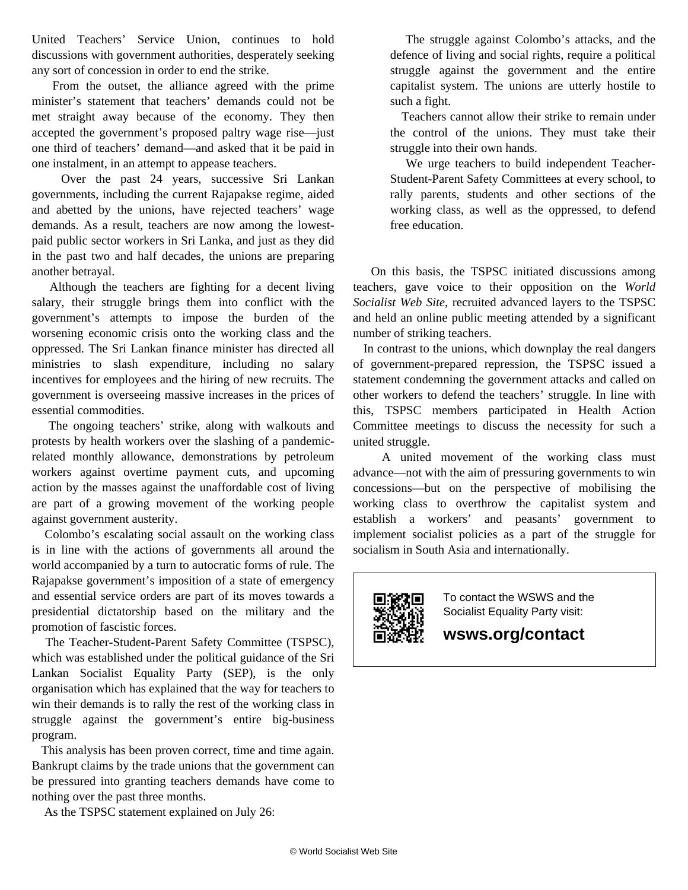United Teachers' Service Union, continues to hold discussions with government authorities, desperately seeking any sort of concession in order to end the strike.

From the outset, the alliance agreed with the prime minister's statement that teachers' demands could not be met straight away because of the economy. They then accepted the government's proposed paltry wage rise—just one third of teachers' demand—and asked that it be paid in one instalment, in an attempt to appease teachers.

Over the past 24 years, successive Sri Lankan governments, including the current Rajapakse regime, aided and abetted by the unions, have rejected teachers' wage demands. As a result, teachers are now among the lowest-paid public sector workers in Sri Lanka, and just as they did in the past two and half decades, the unions are preparing another betrayal.

Although the teachers are fighting for a decent living salary, their struggle brings them into conflict with the government's attempts to impose the burden of the worsening economic crisis onto the working class and the oppressed. The Sri Lankan finance minister has directed all ministries to slash expenditure, including no salary incentives for employees and the hiring of new recruits. The government is overseeing massive increases in the prices of essential commodities.

The ongoing teachers' strike, along with walkouts and protests by health workers over the slashing of a pandemic-related monthly allowance, demonstrations by petroleum workers against overtime payment cuts, and upcoming action by the masses against the unaffordable cost of living are part of a growing movement of the working people against government austerity.

Colombo's escalating social assault on the working class is in line with the actions of governments all around the world accompanied by a turn to autocratic forms of rule. The Rajapakse government's imposition of a state of emergency and essential service orders are part of its moves towards a presidential dictatorship based on the military and the promotion of fascistic forces.

The Teacher-Student-Parent Safety Committee (TSPSC), which was established under the political guidance of the Sri Lankan Socialist Equality Party (SEP), is the only organisation which has explained that the way for teachers to win their demands is to rally the rest of the working class in struggle against the government's entire big-business program.

This analysis has been proven correct, time and time again. Bankrupt claims by the trade unions that the government can be pressured into granting teachers demands have come to nothing over the past three months.

As the TSPSC statement explained on July 26:

> The struggle against Colombo's attacks, and the defence of living and social rights, require a political struggle against the government and the entire capitalist system. The unions are utterly hostile to such a fight.
>
> Teachers cannot allow their strike to remain under the control of the unions. They must take their struggle into their own hands.
>
> We urge teachers to build independent Teacher-Student-Parent Safety Committees at every school, to rally parents, students and other sections of the working class, as well as the oppressed, to defend free education.

On this basis, the TSPSC initiated discussions among teachers, gave voice to their opposition on the *World Socialist Web Site*, recruited advanced layers to the TSPSC and held an online public meeting attended by a significant number of striking teachers.

In contrast to the unions, which downplay the real dangers of government-prepared repression, the TSPSC issued a statement condemning the government attacks and called on other workers to defend the teachers' struggle. In line with this, TSPSC members participated in Health Action Committee meetings to discuss the necessity for such a united struggle.

A united movement of the working class must advance—not with the aim of pressuring governments to win concessions—but on the perspective of mobilising the working class to overthrow the capitalist system and establish a workers' and peasants' government to implement socialist policies as a part of the struggle for socialism in South Asia and internationally.

To contact the WSWS and the Socialist Equality Party visit:

**wsws.org/contact**